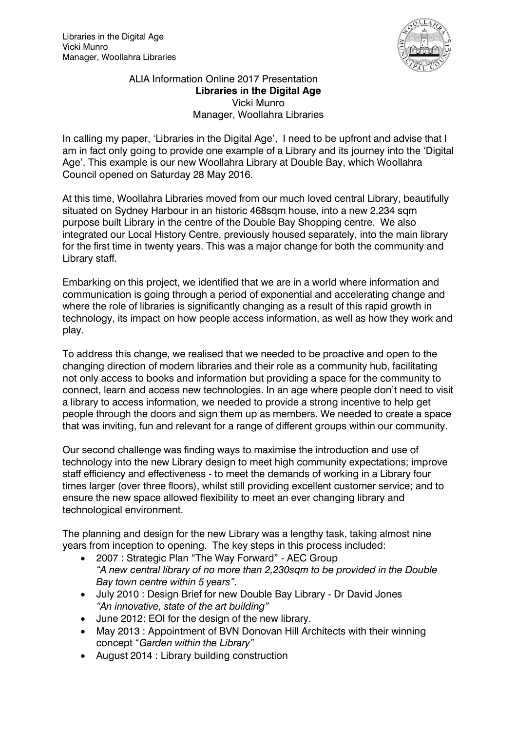ALIA Information Online 2017 Presentation

# Libraries in the Digital Age

Vicki Munro
Manager, Woollahra Libraries

In calling my paper, 'Libraries in the Digital Age', I need to be upfront and advise that I am in fact only going to provide one example of a Library and its journey into the 'Digital Age'. This example is our new Woollahra Library at Double Bay, which Woollahra Council opened on Saturday 28 May 2016.

At this time, Woollahra Libraries moved from our much loved central Library, beautifully situated on Sydney Harbour in an historic 468sqm house, into a new 2,234 sqm purpose built Library in the centre of the Double Bay Shopping centre. We also integrated our Local History Centre, previously housed separately, into the main library for the first time in twenty years. This was a major change for both the community and Library staff.

Embarking on this project, we identified that we are in a world where information and communication is going through a period of exponential and accelerating change and where the role of libraries is significantly changing as a result of this rapid growth in technology, its impact on how people access information, as well as how they work and play.

To address this change, we realised that we needed to be proactive and open to the changing direction of modern libraries and their role as a community hub, facilitating not only access to books and information but providing a space for the community to connect, learn and access new technologies. In an age where people don't need to visit a library to access information, we needed to provide a strong incentive to help get people through the doors and sign them up as members. We needed to create a space that was inviting, fun and relevant for a range of different groups within our community.

Our second challenge was finding ways to maximise the introduction and use of technology into the new Library design to meet high community expectations; improve staff efficiency and effectiveness - to meet the demands of working in a Library four times larger (over three floors), whilst still providing excellent customer service; and to ensure the new space allowed flexibility to meet an ever changing library and technological environment.

The planning and design for the new Library was a lengthy task, taking almost nine years from inception to opening. The key steps in this process included:

- 2007 : Strategic Plan "The Way Forward" - AEC Group
  *"A new central library of no more than 2,230sqm to be provided in the Double Bay town centre within 5 years".*
- July 2010 : Design Brief for new Double Bay Library - Dr David Jones
  *"An innovative, state of the art building"*
- June 2012: EOI for the design of the new library.
- May 2013 : Appointment of BVN Donovan Hill Architects with their winning concept "*Garden within the Library"*
- August 2014 : Library building construction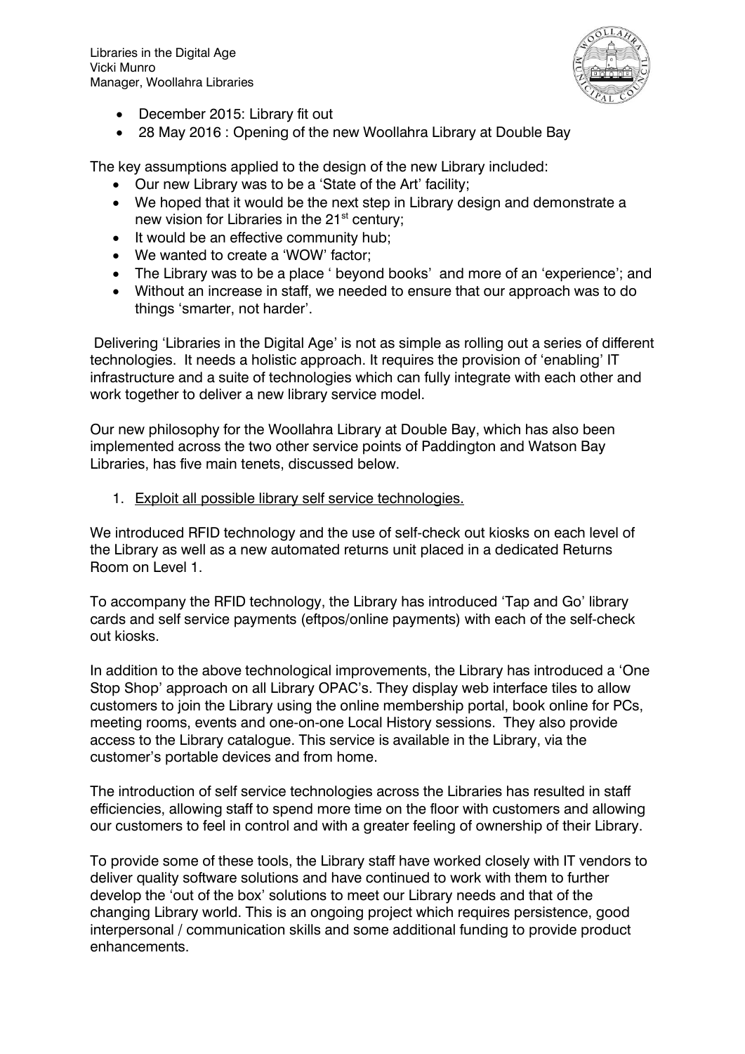- December 2015: Library fit out
- 28 May 2016 : Opening of the new Woollahra Library at Double Bay

The key assumptions applied to the design of the new Library included:

- Our new Library was to be a 'State of the Art' facility;
- We hoped that it would be the next step in Library design and demonstrate a new vision for Libraries in the 21st century;
- It would be an effective community hub;
- We wanted to create a 'WOW' factor;
- The Library was to be a place ' beyond books' and more of an 'experience'; and
- Without an increase in staff, we needed to ensure that our approach was to do things 'smarter, not harder'.

Delivering 'Libraries in the Digital Age' is not as simple as rolling out a series of different technologies. It needs a holistic approach. It requires the provision of 'enabling' IT infrastructure and a suite of technologies which can fully integrate with each other and work together to deliver a new library service model.

Our new philosophy for the Woollahra Library at Double Bay, which has also been implemented across the two other service points of Paddington and Watson Bay Libraries, has five main tenets, discussed below.

1. Exploit all possible library self service technologies.

We introduced RFID technology and the use of self-check out kiosks on each level of the Library as well as a new automated returns unit placed in a dedicated Returns Room on Level 1.

To accompany the RFID technology, the Library has introduced 'Tap and Go' library cards and self service payments (eftpos/online payments) with each of the self-check out kiosks.

In addition to the above technological improvements, the Library has introduced a 'One Stop Shop' approach on all Library OPAC's. They display web interface tiles to allow customers to join the Library using the online membership portal, book online for PCs, meeting rooms, events and one-on-one Local History sessions. They also provide access to the Library catalogue. This service is available in the Library, via the customer's portable devices and from home.

The introduction of self service technologies across the Libraries has resulted in staff efficiencies, allowing staff to spend more time on the floor with customers and allowing our customers to feel in control and with a greater feeling of ownership of their Library.

To provide some of these tools, the Library staff have worked closely with IT vendors to deliver quality software solutions and have continued to work with them to further develop the 'out of the box' solutions to meet our Library needs and that of the changing Library world. This is an ongoing project which requires persistence, good interpersonal / communication skills and some additional funding to provide product enhancements.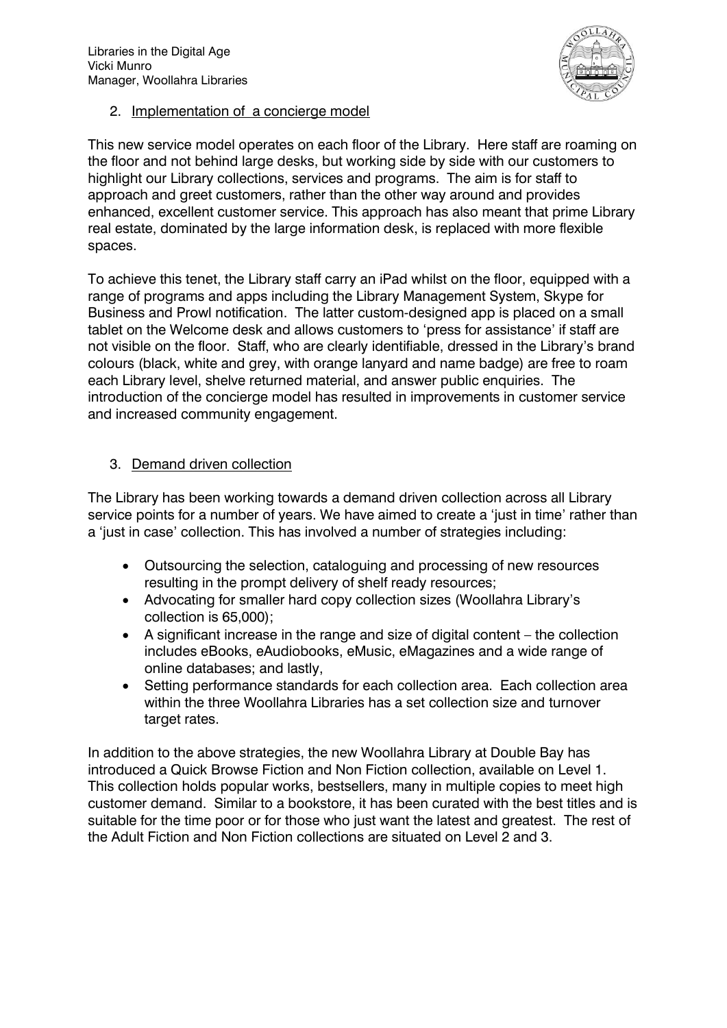2. Implementation of a concierge model

This new service model operates on each floor of the Library. Here staff are roaming on the floor and not behind large desks, but working side by side with our customers to highlight our Library collections, services and programs. The aim is for staff to approach and greet customers, rather than the other way around and provides enhanced, excellent customer service. This approach has also meant that prime Library real estate, dominated by the large information desk, is replaced with more flexible spaces.

To achieve this tenet, the Library staff carry an iPad whilst on the floor, equipped with a range of programs and apps including the Library Management System, Skype for Business and Prowl notification. The latter custom-designed app is placed on a small tablet on the Welcome desk and allows customers to 'press for assistance' if staff are not visible on the floor. Staff, who are clearly identifiable, dressed in the Library's brand colours (black, white and grey, with orange lanyard and name badge) are free to roam each Library level, shelve returned material, and answer public enquiries. The introduction of the concierge model has resulted in improvements in customer service and increased community engagement.

3. Demand driven collection

The Library has been working towards a demand driven collection across all Library service points for a number of years. We have aimed to create a 'just in time' rather than a 'just in case' collection. This has involved a number of strategies including:

- Outsourcing the selection, cataloguing and processing of new resources resulting in the prompt delivery of shelf ready resources;
- Advocating for smaller hard copy collection sizes (Woollahra Library's collection is 65,000);
- A significant increase in the range and size of digital content – the collection includes eBooks, eAudiobooks, eMusic, eMagazines and a wide range of online databases; and lastly,
- Setting performance standards for each collection area. Each collection area within the three Woollahra Libraries has a set collection size and turnover target rates.

In addition to the above strategies, the new Woollahra Library at Double Bay has introduced a Quick Browse Fiction and Non Fiction collection, available on Level 1. This collection holds popular works, bestsellers, many in multiple copies to meet high customer demand. Similar to a bookstore, it has been curated with the best titles and is suitable for the time poor or for those who just want the latest and greatest. The rest of the Adult Fiction and Non Fiction collections are situated on Level 2 and 3.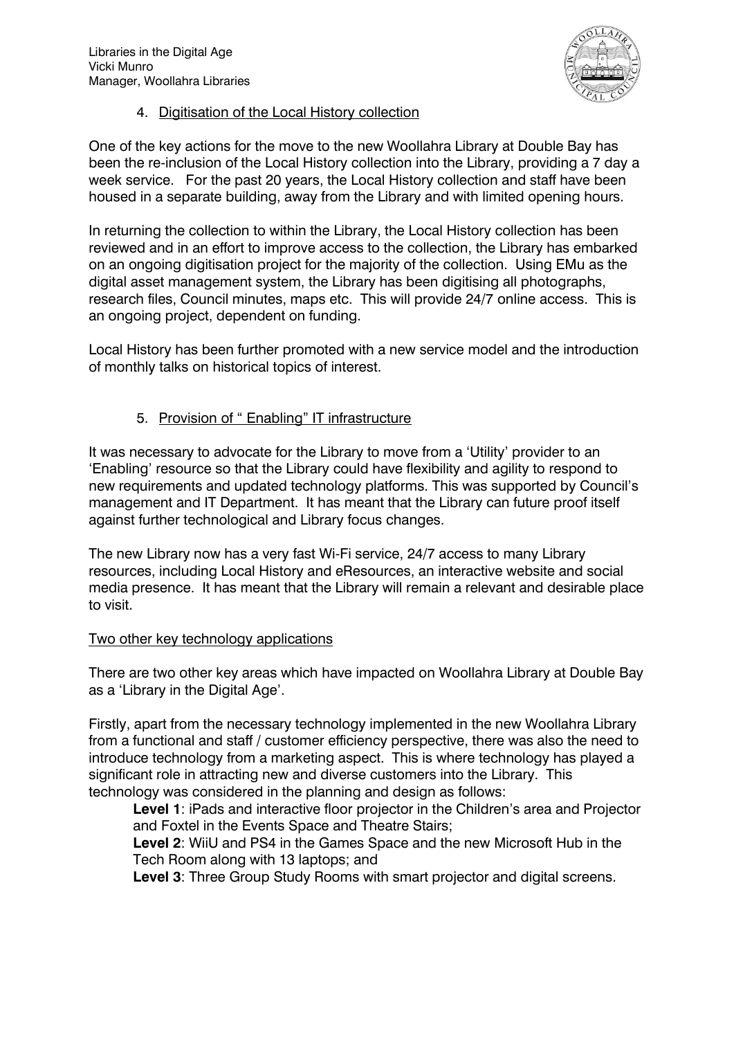4. Digitisation of the Local History collection

One of the key actions for the move to the new Woollahra Library at Double Bay has been the re-inclusion of the Local History collection into the Library, providing a 7 day a week service. For the past 20 years, the Local History collection and staff have been housed in a separate building, away from the Library and with limited opening hours.

In returning the collection to within the Library, the Local History collection has been reviewed and in an effort to improve access to the collection, the Library has embarked on an ongoing digitisation project for the majority of the collection. Using EMu as the digital asset management system, the Library has been digitising all photographs, research files, Council minutes, maps etc. This will provide 24/7 online access. This is an ongoing project, dependent on funding.

Local History has been further promoted with a new service model and the introduction of monthly talks on historical topics of interest.

5. Provision of " Enabling" IT infrastructure

It was necessary to advocate for the Library to move from a 'Utility' provider to an 'Enabling' resource so that the Library could have flexibility and agility to respond to new requirements and updated technology platforms. This was supported by Council's management and IT Department. It has meant that the Library can future proof itself against further technological and Library focus changes.

The new Library now has a very fast Wi-Fi service, 24/7 access to many Library resources, including Local History and eResources, an interactive website and social media presence. It has meant that the Library will remain a relevant and desirable place to visit.

Two other key technology applications

There are two other key areas which have impacted on Woollahra Library at Double Bay as a 'Library in the Digital Age'.

Firstly, apart from the necessary technology implemented in the new Woollahra Library from a functional and staff / customer efficiency perspective, there was also the need to introduce technology from a marketing aspect. This is where technology has played a significant role in attracting new and diverse customers into the Library. This technology was considered in the planning and design as follows:

**Level 1**: iPads and interactive floor projector in the Children's area and Projector and Foxtel in the Events Space and Theatre Stairs;

**Level 2**: WiiU and PS4 in the Games Space and the new Microsoft Hub in the Tech Room along with 13 laptops; and

**Level 3**: Three Group Study Rooms with smart projector and digital screens.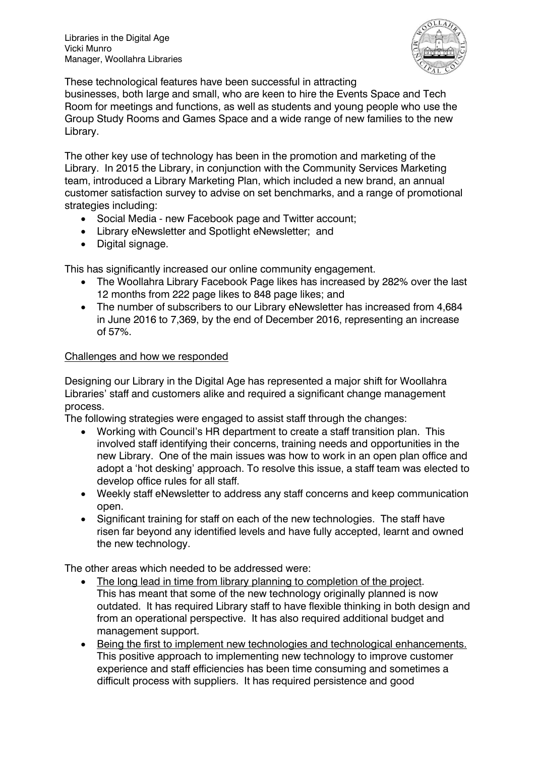These technological features have been successful in attracting businesses, both large and small, who are keen to hire the Events Space and Tech Room for meetings and functions, as well as students and young people who use the Group Study Rooms and Games Space and a wide range of new families to the new Library.

The other key use of technology has been in the promotion and marketing of the Library. In 2015 the Library, in conjunction with the Community Services Marketing team, introduced a Library Marketing Plan, which included a new brand, an annual customer satisfaction survey to advise on set benchmarks, and a range of promotional strategies including:

- Social Media - new Facebook page and Twitter account;
- Library eNewsletter and Spotlight eNewsletter; and
- Digital signage.

This has significantly increased our online community engagement.

- The Woollahra Library Facebook Page likes has increased by 282% over the last 12 months from 222 page likes to 848 page likes; and
- The number of subscribers to our Library eNewsletter has increased from 4,684 in June 2016 to 7,369, by the end of December 2016, representing an increase of 57%.

<u>Challenges and how we responded</u>

Designing our Library in the Digital Age has represented a major shift for Woollahra Libraries' staff and customers alike and required a significant change management process.

The following strategies were engaged to assist staff through the changes:

- Working with Council's HR department to create a staff transition plan. This involved staff identifying their concerns, training needs and opportunities in the new Library. One of the main issues was how to work in an open plan office and adopt a 'hot desking' approach. To resolve this issue, a staff team was elected to develop office rules for all staff.
- Weekly staff eNewsletter to address any staff concerns and keep communication open.
- Significant training for staff on each of the new technologies. The staff have risen far beyond any identified levels and have fully accepted, learnt and owned the new technology.

The other areas which needed to be addressed were:

- <u>The long lead in time from library planning to completion of the project</u>. This has meant that some of the new technology originally planned is now outdated. It has required Library staff to have flexible thinking in both design and from an operational perspective. It has also required additional budget and management support.
- <u>Being the first to implement new technologies and technological enhancements.</u> This positive approach to implementing new technology to improve customer experience and staff efficiencies has been time consuming and sometimes a difficult process with suppliers. It has required persistence and good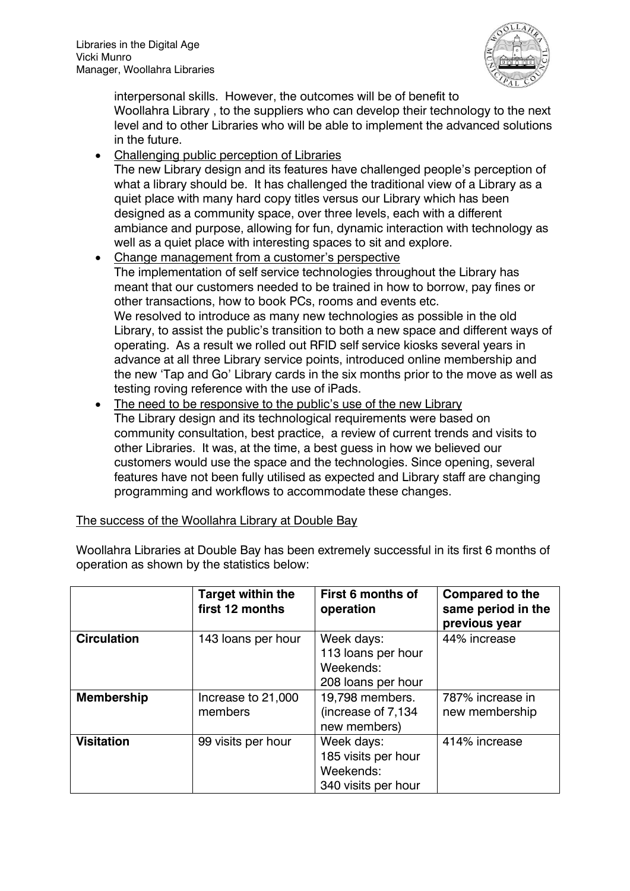interpersonal skills. However, the outcomes will be of benefit to Woollahra Library , to the suppliers who can develop their technology to the next level and to other Libraries who will be able to implement the advanced solutions in the future.

- Challenging public perception of Libraries
  The new Library design and its features have challenged people's perception of what a library should be. It has challenged the traditional view of a Library as a quiet place with many hard copy titles versus our Library which has been designed as a community space, over three levels, each with a different ambiance and purpose, allowing for fun, dynamic interaction with technology as well as a quiet place with interesting spaces to sit and explore.
- Change management from a customer's perspective
  The implementation of self service technologies throughout the Library has meant that our customers needed to be trained in how to borrow, pay fines or other transactions, how to book PCs, rooms and events etc.
  We resolved to introduce as many new technologies as possible in the old Library, to assist the public's transition to both a new space and different ways of operating. As a result we rolled out RFID self service kiosks several years in advance at all three Library service points, introduced online membership and the new 'Tap and Go' Library cards in the six months prior to the move as well as testing roving reference with the use of iPads.
- The need to be responsive to the public's use of the new Library
  The Library design and its technological requirements were based on community consultation, best practice, a review of current trends and visits to other Libraries. It was, at the time, a best guess in how we believed our customers would use the space and the technologies. Since opening, several features have not been fully utilised as expected and Library staff are changing programming and workflows to accommodate these changes.

The success of the Woollahra Library at Double Bay

Woollahra Libraries at Double Bay has been extremely successful in its first 6 months of operation as shown by the statistics below:

| | Target within the first 12 months | First 6 months of operation | Compared to the same period in the previous year |
|---|---|---|---|
| **Circulation** | 143 loans per hour | Week days: 113 loans per hour Weekends: 208 loans per hour | 44% increase |
| **Membership** | Increase to 21,000 members | 19,798 members. (increase of 7,134 new members) | 787% increase in new membership |
| **Visitation** | 99 visits per hour | Week days: 185 visits per hour Weekends: 340 visits per hour | 414% increase |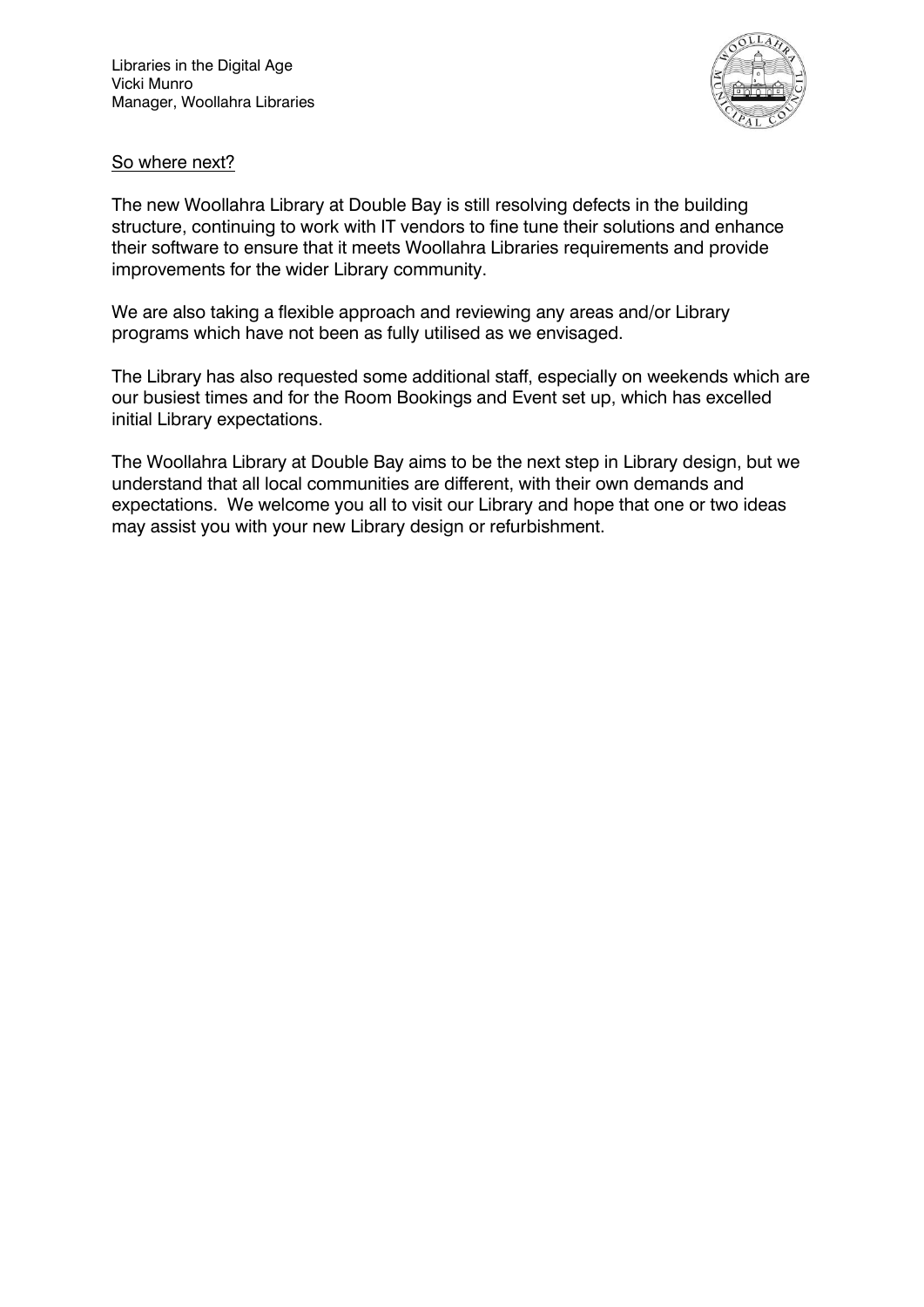So where next?

The new Woollahra Library at Double Bay is still resolving defects in the building structure, continuing to work with IT vendors to fine tune their solutions and enhance their software to ensure that it meets Woollahra Libraries requirements and provide improvements for the wider Library community.

We are also taking a flexible approach and reviewing any areas and/or Library programs which have not been as fully utilised as we envisaged.

The Library has also requested some additional staff, especially on weekends which are our busiest times and for the Room Bookings and Event set up, which has excelled initial Library expectations.

The Woollahra Library at Double Bay aims to be the next step in Library design, but we understand that all local communities are different, with their own demands and expectations. We welcome you all to visit our Library and hope that one or two ideas may assist you with your new Library design or refurbishment.